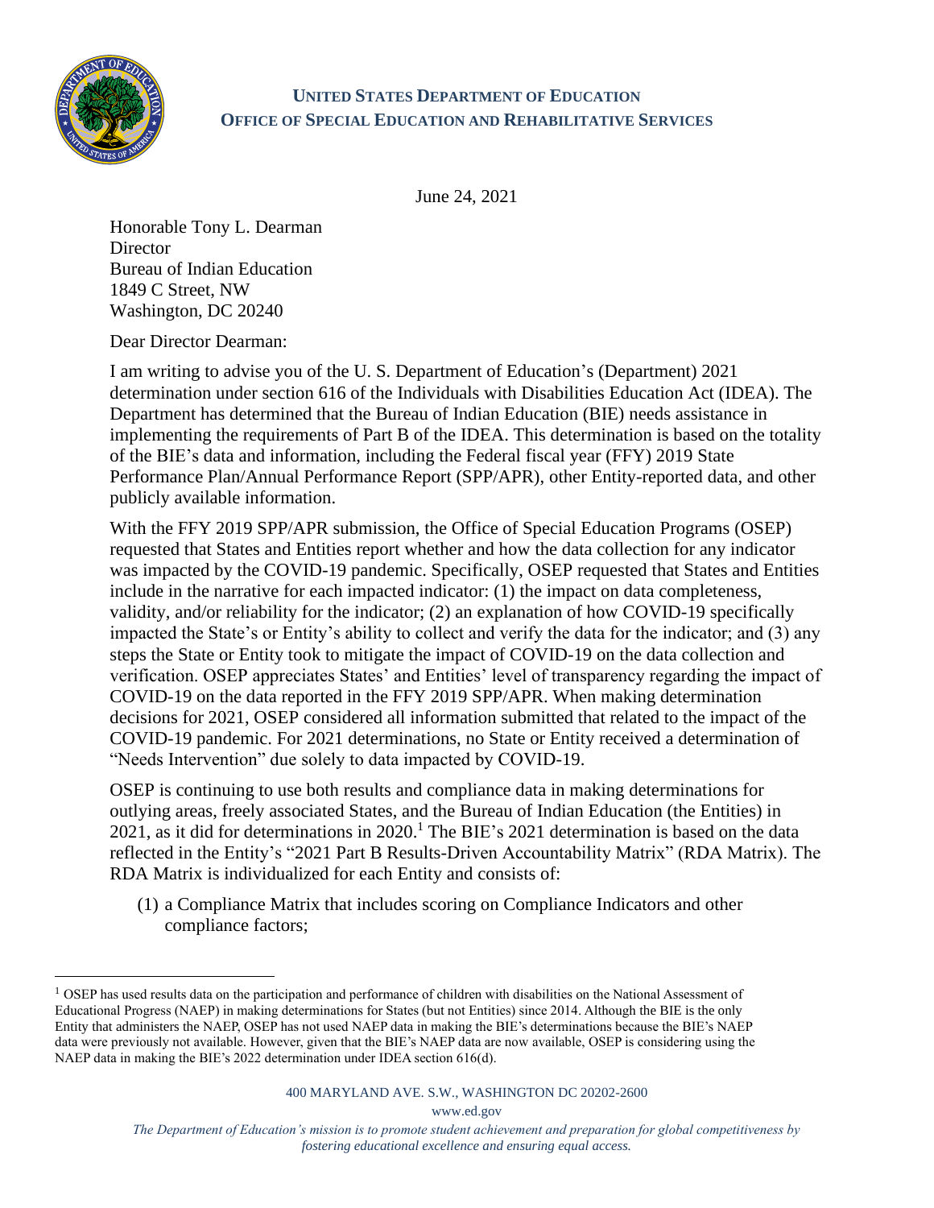**UNITED STATES DEPARTMENT OF EDUCATION**
**OFFICE OF SPECIAL EDUCATION AND REHABILITATIVE SERVICES**

June 24, 2021

Honorable Tony L. Dearman
Director
Bureau of Indian Education
1849 C Street, NW
Washington, DC 20240

Dear Director Dearman:

I am writing to advise you of the U. S. Department of Education's (Department) 2021 determination under section 616 of the Individuals with Disabilities Education Act (IDEA). The Department has determined that the Bureau of Indian Education (BIE) needs assistance in implementing the requirements of Part B of the IDEA. This determination is based on the totality of the BIE's data and information, including the Federal fiscal year (FFY) 2019 State Performance Plan/Annual Performance Report (SPP/APR), other Entity-reported data, and other publicly available information.

With the FFY 2019 SPP/APR submission, the Office of Special Education Programs (OSEP) requested that States and Entities report whether and how the data collection for any indicator was impacted by the COVID-19 pandemic. Specifically, OSEP requested that States and Entities include in the narrative for each impacted indicator: (1) the impact on data completeness, validity, and/or reliability for the indicator; (2) an explanation of how COVID-19 specifically impacted the State's or Entity's ability to collect and verify the data for the indicator; and (3) any steps the State or Entity took to mitigate the impact of COVID-19 on the data collection and verification. OSEP appreciates States' and Entities' level of transparency regarding the impact of COVID-19 on the data reported in the FFY 2019 SPP/APR. When making determination decisions for 2021, OSEP considered all information submitted that related to the impact of the COVID-19 pandemic. For 2021 determinations, no State or Entity received a determination of "Needs Intervention" due solely to data impacted by COVID-19.

OSEP is continuing to use both results and compliance data in making determinations for outlying areas, freely associated States, and the Bureau of Indian Education (the Entities) in 2021, as it did for determinations in 2020.[1] The BIE's 2021 determination is based on the data reflected in the Entity's "2021 Part B Results-Driven Accountability Matrix" (RDA Matrix). The RDA Matrix is individualized for each Entity and consists of:

(1) a Compliance Matrix that includes scoring on Compliance Indicators and other compliance factors;

---

[1] OSEP has used results data on the participation and performance of children with disabilities on the National Assessment of Educational Progress (NAEP) in making determinations for States (but not Entities) since 2014. Although the BIE is the only Entity that administers the NAEP, OSEP has not used NAEP data in making the BIE's determinations because the BIE's NAEP data were previously not available. However, given that the BIE's NAEP data are now available, OSEP is considering using the NAEP data in making the BIE's 2022 determination under IDEA section 616(d).

400 MARYLAND AVE. S.W., WASHINGTON DC 20202-2600
www.ed.gov

*The Department of Education's mission is to promote student achievement and preparation for global competitiveness by fostering educational excellence and ensuring equal access.*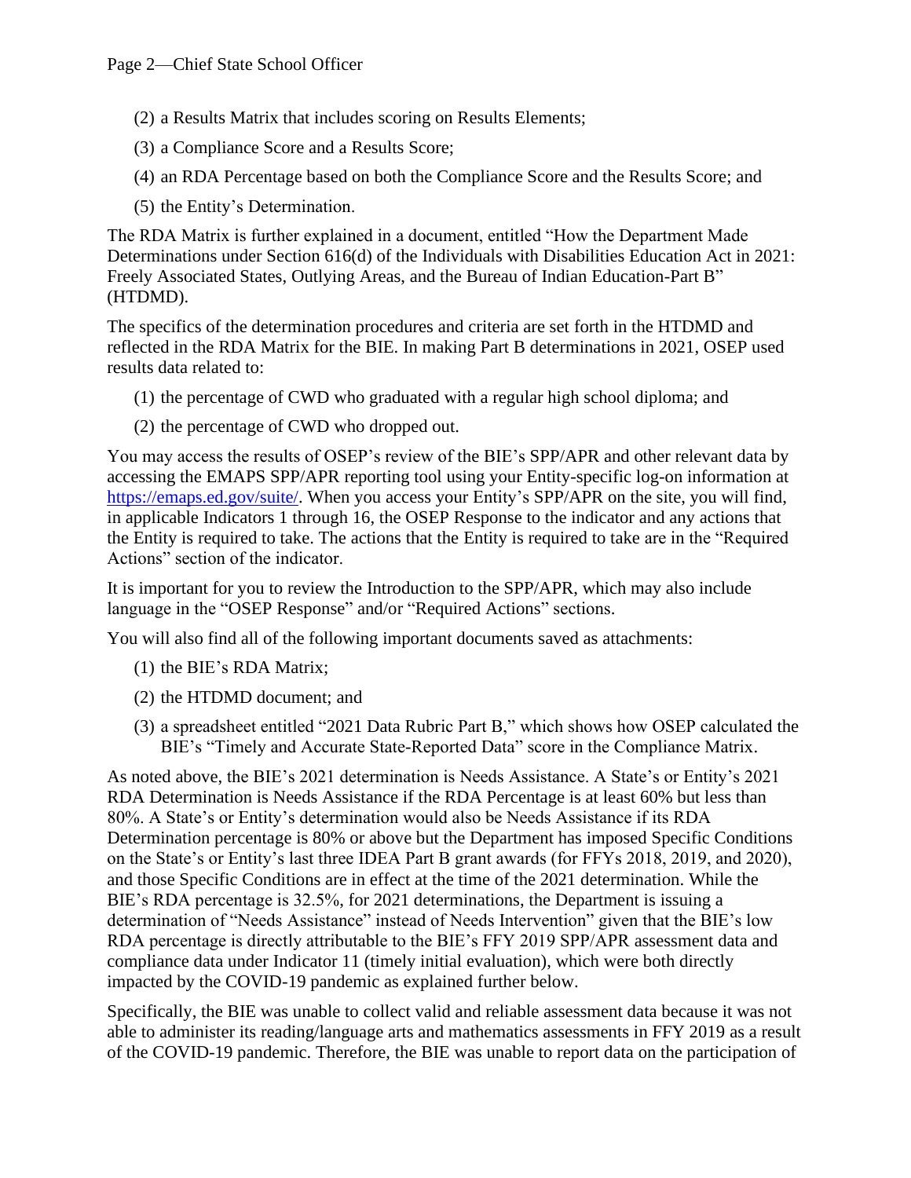(2) a Results Matrix that includes scoring on Results Elements;

(3) a Compliance Score and a Results Score;

(4) an RDA Percentage based on both the Compliance Score and the Results Score; and

(5) the Entity's Determination.

The RDA Matrix is further explained in a document, entitled "How the Department Made Determinations under Section 616(d) of the Individuals with Disabilities Education Act in 2021: Freely Associated States, Outlying Areas, and the Bureau of Indian Education-Part B" (HTDMD).

The specifics of the determination procedures and criteria are set forth in the HTDMD and reflected in the RDA Matrix for the BIE. In making Part B determinations in 2021, OSEP used results data related to:

(1) the percentage of CWD who graduated with a regular high school diploma; and

(2) the percentage of CWD who dropped out.

You may access the results of OSEP's review of the BIE's SPP/APR and other relevant data by accessing the EMAPS SPP/APR reporting tool using your Entity-specific log-on information at https://emaps.ed.gov/suite/. When you access your Entity's SPP/APR on the site, you will find, in applicable Indicators 1 through 16, the OSEP Response to the indicator and any actions that the Entity is required to take. The actions that the Entity is required to take are in the "Required Actions" section of the indicator.

It is important for you to review the Introduction to the SPP/APR, which may also include language in the "OSEP Response" and/or "Required Actions" sections.

You will also find all of the following important documents saved as attachments:

(1) the BIE's RDA Matrix;

(2) the HTDMD document; and

(3) a spreadsheet entitled "2021 Data Rubric Part B," which shows how OSEP calculated the BIE's "Timely and Accurate State-Reported Data" score in the Compliance Matrix.

As noted above, the BIE's 2021 determination is Needs Assistance. A State's or Entity's 2021 RDA Determination is Needs Assistance if the RDA Percentage is at least 60% but less than 80%. A State's or Entity's determination would also be Needs Assistance if its RDA Determination percentage is 80% or above but the Department has imposed Specific Conditions on the State's or Entity's last three IDEA Part B grant awards (for FFYs 2018, 2019, and 2020), and those Specific Conditions are in effect at the time of the 2021 determination. While the BIE's RDA percentage is 32.5%, for 2021 determinations, the Department is issuing a determination of "Needs Assistance" instead of Needs Intervention" given that the BIE's low RDA percentage is directly attributable to the BIE's FFY 2019 SPP/APR assessment data and compliance data under Indicator 11 (timely initial evaluation), which were both directly impacted by the COVID-19 pandemic as explained further below.

Specifically, the BIE was unable to collect valid and reliable assessment data because it was not able to administer its reading/language arts and mathematics assessments in FFY 2019 as a result of the COVID-19 pandemic. Therefore, the BIE was unable to report data on the participation of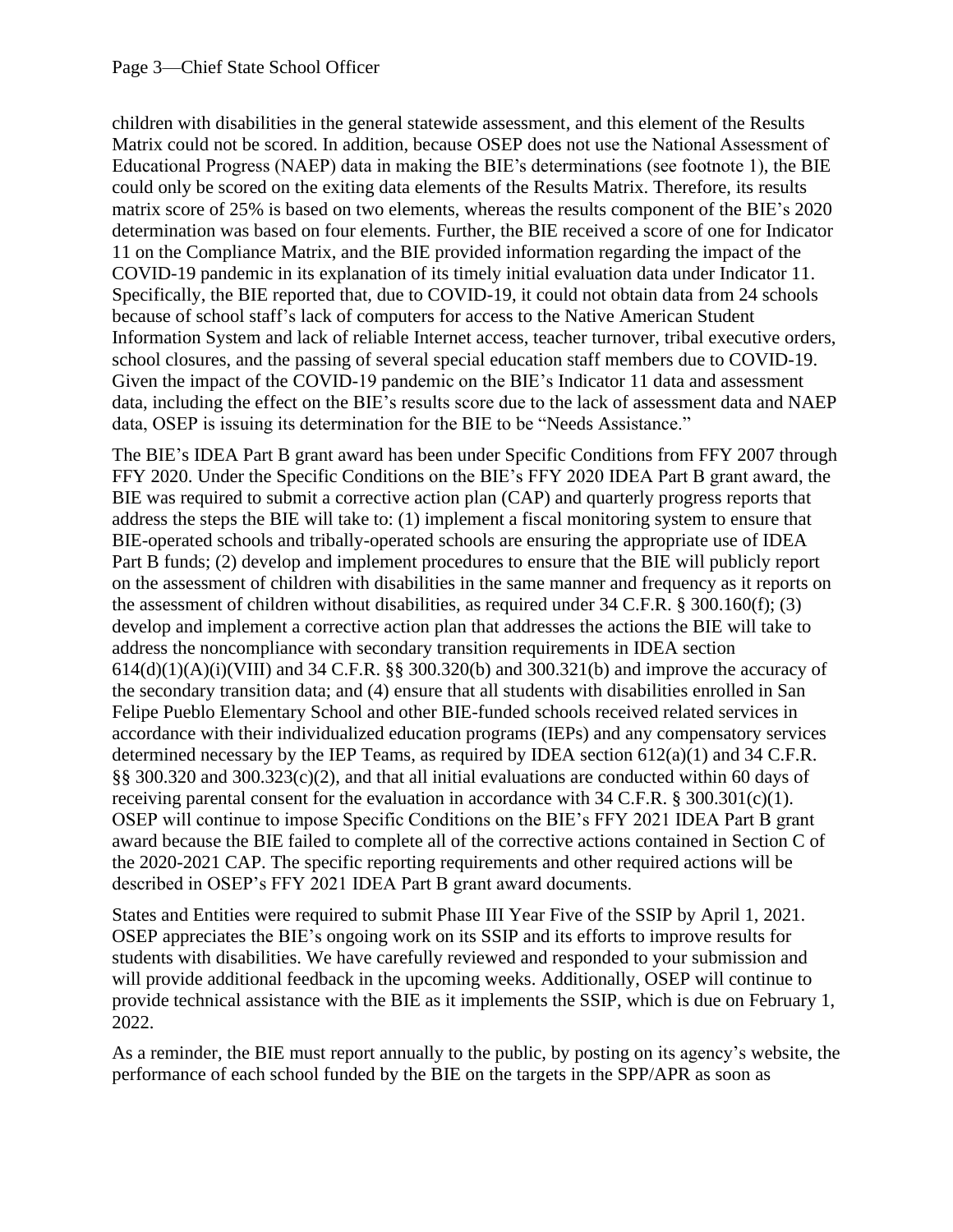children with disabilities in the general statewide assessment, and this element of the Results Matrix could not be scored. In addition, because OSEP does not use the National Assessment of Educational Progress (NAEP) data in making the BIE's determinations (see footnote 1), the BIE could only be scored on the exiting data elements of the Results Matrix. Therefore, its results matrix score of 25% is based on two elements, whereas the results component of the BIE's 2020 determination was based on four elements. Further, the BIE received a score of one for Indicator 11 on the Compliance Matrix, and the BIE provided information regarding the impact of the COVID-19 pandemic in its explanation of its timely initial evaluation data under Indicator 11. Specifically, the BIE reported that, due to COVID-19, it could not obtain data from 24 schools because of school staff's lack of computers for access to the Native American Student Information System and lack of reliable Internet access, teacher turnover, tribal executive orders, school closures, and the passing of several special education staff members due to COVID-19. Given the impact of the COVID-19 pandemic on the BIE's Indicator 11 data and assessment data, including the effect on the BIE's results score due to the lack of assessment data and NAEP data, OSEP is issuing its determination for the BIE to be "Needs Assistance."

The BIE's IDEA Part B grant award has been under Specific Conditions from FFY 2007 through FFY 2020. Under the Specific Conditions on the BIE's FFY 2020 IDEA Part B grant award, the BIE was required to submit a corrective action plan (CAP) and quarterly progress reports that address the steps the BIE will take to: (1) implement a fiscal monitoring system to ensure that BIE-operated schools and tribally-operated schools are ensuring the appropriate use of IDEA Part B funds; (2) develop and implement procedures to ensure that the BIE will publicly report on the assessment of children with disabilities in the same manner and frequency as it reports on the assessment of children without disabilities, as required under 34 C.F.R. § 300.160(f); (3) develop and implement a corrective action plan that addresses the actions the BIE will take to address the noncompliance with secondary transition requirements in IDEA section 614(d)(1)(A)(i)(VIII) and 34 C.F.R. §§ 300.320(b) and 300.321(b) and improve the accuracy of the secondary transition data; and (4) ensure that all students with disabilities enrolled in San Felipe Pueblo Elementary School and other BIE-funded schools received related services in accordance with their individualized education programs (IEPs) and any compensatory services determined necessary by the IEP Teams, as required by IDEA section 612(a)(1) and 34 C.F.R. §§ 300.320 and 300.323(c)(2), and that all initial evaluations are conducted within 60 days of receiving parental consent for the evaluation in accordance with 34 C.F.R. § 300.301(c)(1). OSEP will continue to impose Specific Conditions on the BIE's FFY 2021 IDEA Part B grant award because the BIE failed to complete all of the corrective actions contained in Section C of the 2020-2021 CAP. The specific reporting requirements and other required actions will be described in OSEP's FFY 2021 IDEA Part B grant award documents.

States and Entities were required to submit Phase III Year Five of the SSIP by April 1, 2021. OSEP appreciates the BIE's ongoing work on its SSIP and its efforts to improve results for students with disabilities. We have carefully reviewed and responded to your submission and will provide additional feedback in the upcoming weeks. Additionally, OSEP will continue to provide technical assistance with the BIE as it implements the SSIP, which is due on February 1, 2022.

As a reminder, the BIE must report annually to the public, by posting on its agency's website, the performance of each school funded by the BIE on the targets in the SPP/APR as soon as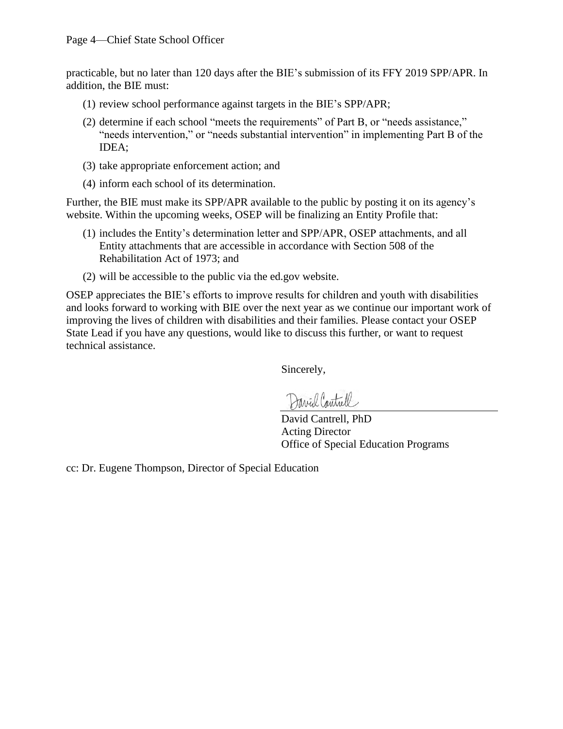practicable, but no later than 120 days after the BIE's submission of its FFY 2019 SPP/APR. In addition, the BIE must:

(1) review school performance against targets in the BIE's SPP/APR;

(2) determine if each school "meets the requirements" of Part B, or "needs assistance," "needs intervention," or "needs substantial intervention" in implementing Part B of the IDEA;

(3) take appropriate enforcement action; and

(4) inform each school of its determination.

Further, the BIE must make its SPP/APR available to the public by posting it on its agency's website. Within the upcoming weeks, OSEP will be finalizing an Entity Profile that:

(1) includes the Entity's determination letter and SPP/APR, OSEP attachments, and all Entity attachments that are accessible in accordance with Section 508 of the Rehabilitation Act of 1973; and

(2) will be accessible to the public via the ed.gov website.

OSEP appreciates the BIE's efforts to improve results for children and youth with disabilities and looks forward to working with BIE over the next year as we continue our important work of improving the lives of children with disabilities and their families. Please contact your OSEP State Lead if you have any questions, would like to discuss this further, or want to request technical assistance.

Sincerely,

David Cantrell

David Cantrell, PhD
Acting Director
Office of Special Education Programs

cc: Dr. Eugene Thompson, Director of Special Education